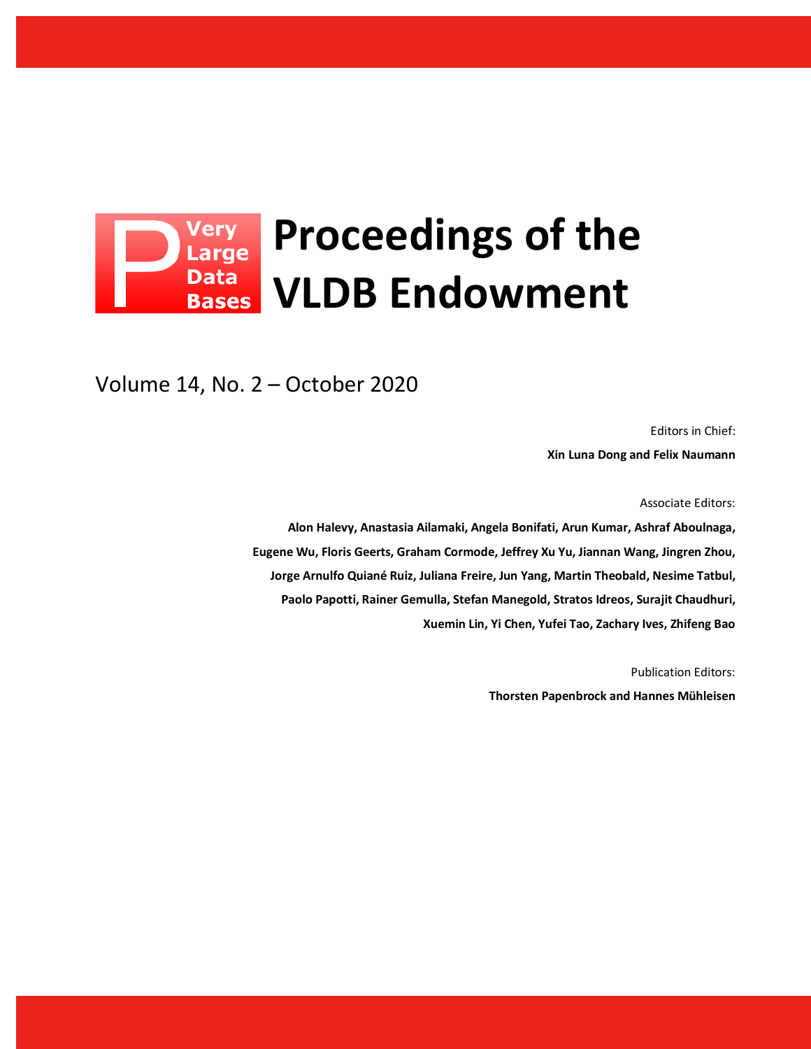# Proceedings of the VLDB Endowment

Very Large Data Bases

Volume 14, No. 2 – October 2020

Editors in Chief:

**Xin Luna Dong and Felix Naumann**

Associate Editors:

**Alon Halevy, Anastasia Ailamaki, Angela Bonifati, Arun Kumar, Ashraf Aboulnaga, Eugene Wu, Floris Geerts, Graham Cormode, Jeffrey Xu Yu, Jiannan Wang, Jingren Zhou, Jorge Arnulfo Quiané Ruiz, Juliana Freire, Jun Yang, Martin Theobald, Nesime Tatbul, Paolo Papotti, Rainer Gemulla, Stefan Manegold, Stratos Idreos, Surajit Chaudhuri, Xuemin Lin, Yi Chen, Yufei Tao, Zachary Ives, Zhifeng Bao**

Publication Editors:

**Thorsten Papenbrock and Hannes Mühleisen**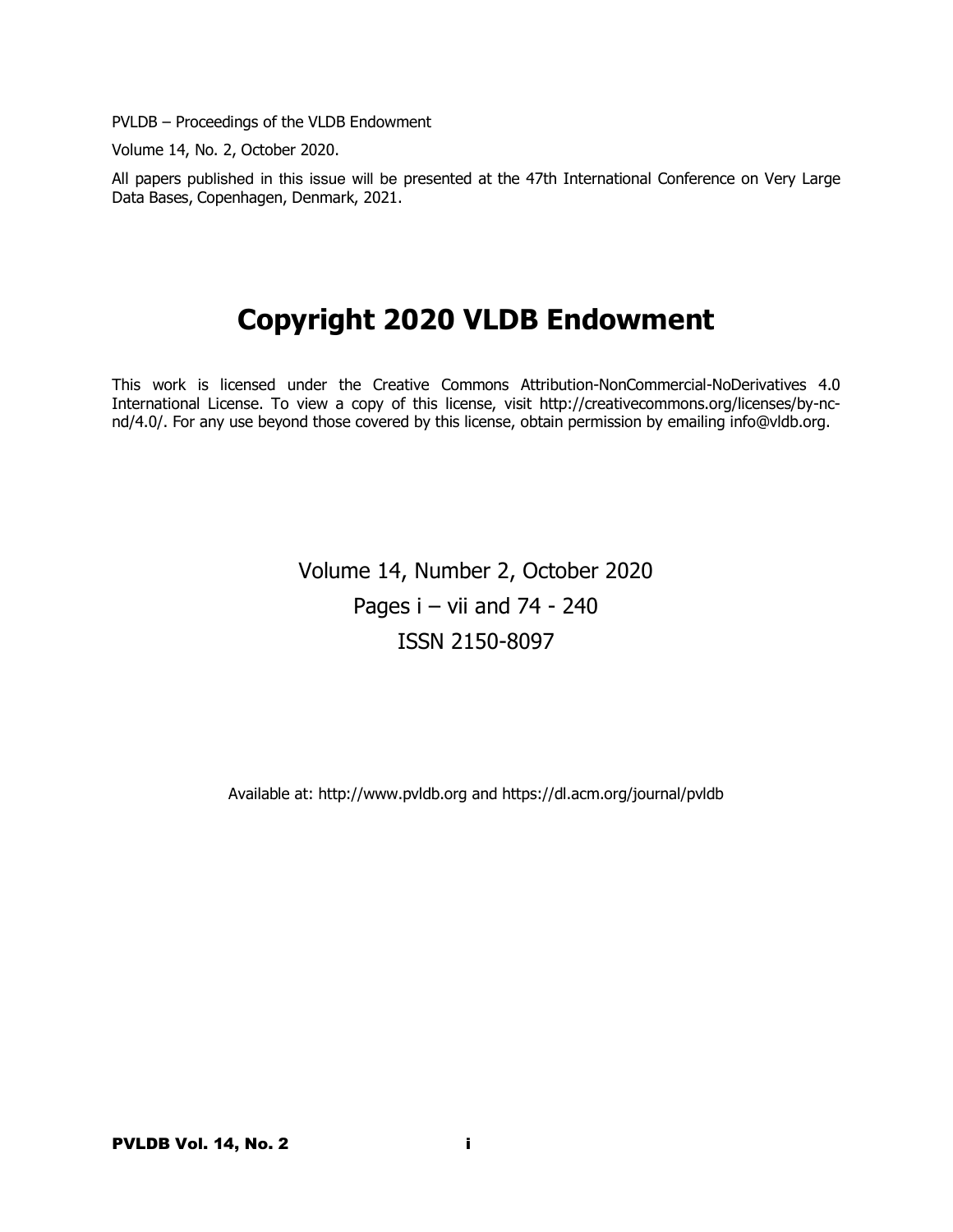PVLDB – Proceedings of the VLDB Endowment

Volume 14, No. 2, October 2020.

All papers published in this issue will be presented at the 47th International Conference on Very Large Data Bases, Copenhagen, Denmark, 2021.

# Copyright 2020 VLDB Endowment

This work is licensed under the Creative Commons Attribution-NonCommercial-NoDerivatives 4.0 International License. To view a copy of this license, visit http://creativecommons.org/licenses/by-nc-nd/4.0/. For any use beyond those covered by this license, obtain permission by emailing info@vldb.org.

Volume 14, Number 2, October 2020

Pages i – vii and 74 - 240

ISSN 2150-8097

Available at: http://www.pvldb.org and https://dl.acm.org/journal/pvldb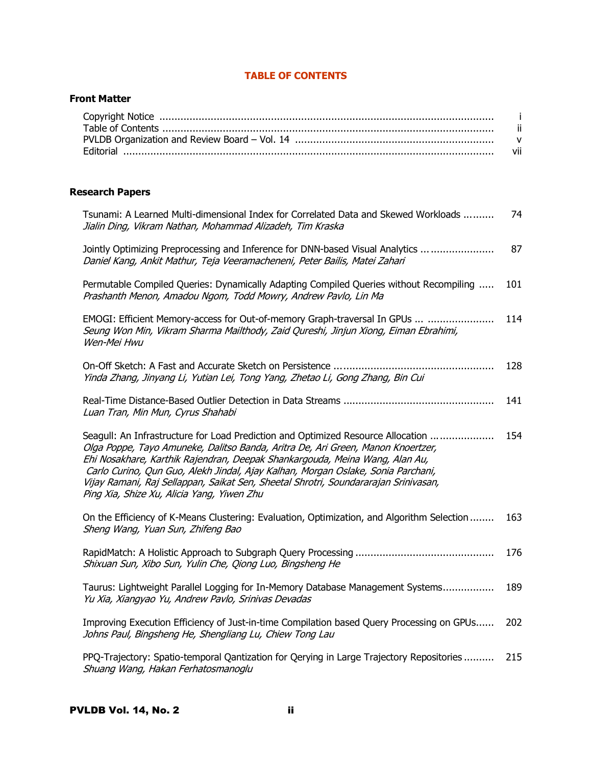# TABLE OF CONTENTS

## Front Matter

| | |
|---|---|
| Copyright Notice | i |
| Table of Contents | ii |
| PVLDB Organization and Review Board – Vol. 14 | v |
| Editorial | vii |

## Research Papers

Tsunami: A Learned Multi-dimensional Index for Correlated Data and Skewed Workloads .......... 74
*Jialin Ding, Vikram Nathan, Mohammad Alizadeh, Tim Kraska*

Jointly Optimizing Preprocessing and Inference for DNN-based Visual Analytics .......... 87
*Daniel Kang, Ankit Mathur, Teja Veeramacheneni, Peter Bailis, Matei Zahari*

Permutable Compiled Queries: Dynamically Adapting Compiled Queries without Recompiling .......... 101
*Prashanth Menon, Amadou Ngom, Todd Mowry, Andrew Pavlo, Lin Ma*

EMOGI: Efficient Memory-access for Out-of-memory Graph-traversal In GPUs .......... 114
*Seung Won Min, Vikram Sharma Mailthody, Zaid Qureshi, Jinjun Xiong, Eiman Ebrahimi, Wen-Mei Hwu*

On-Off Sketch: A Fast and Accurate Sketch on Persistence .......... 128
*Yinda Zhang, Jinyang Li, Yutian Lei, Tong Yang, Zhetao Li, Gong Zhang, Bin Cui*

Real-Time Distance-Based Outlier Detection in Data Streams .......... 141
*Luan Tran, Min Mun, Cyrus Shahabi*

Seagull: An Infrastructure for Load Prediction and Optimized Resource Allocation .......... 154
*Olga Poppe, Tayo Amuneke, Dalitso Banda, Aritra De, Ari Green, Manon Knoertzer, Ehi Nosakhare, Karthik Rajendran, Deepak Shankargouda, Meina Wang, Alan Au, Carlo Curino, Qun Guo, Alekh Jindal, Ajay Kalhan, Morgan Oslake, Sonia Parchani, Vijay Ramani, Raj Sellappan, Saikat Sen, Sheetal Shrotri, Soundararajan Srinivasan, Ping Xia, Shize Xu, Alicia Yang, Yiwen Zhu*

On the Efficiency of K-Means Clustering: Evaluation, Optimization, and Algorithm Selection .......... 163
*Sheng Wang, Yuan Sun, Zhifeng Bao*

RapidMatch: A Holistic Approach to Subgraph Query Processing .......... 176
*Shixuan Sun, Xibo Sun, Yulin Che, Qiong Luo, Bingsheng He*

Taurus: Lightweight Parallel Logging for In-Memory Database Management Systems .......... 189
*Yu Xia, Xiangyao Yu, Andrew Pavlo, Srinivas Devadas*

Improving Execution Efficiency of Just-in-time Compilation based Query Processing on GPUs .......... 202
*Johns Paul, Bingsheng He, Shengliang Lu, Chiew Tong Lau*

PPQ-Trajectory: Spatio-temporal Qantization for Qerying in Large Trajectory Repositories .......... 215
*Shuang Wang, Hakan Ferhatosmanoglu*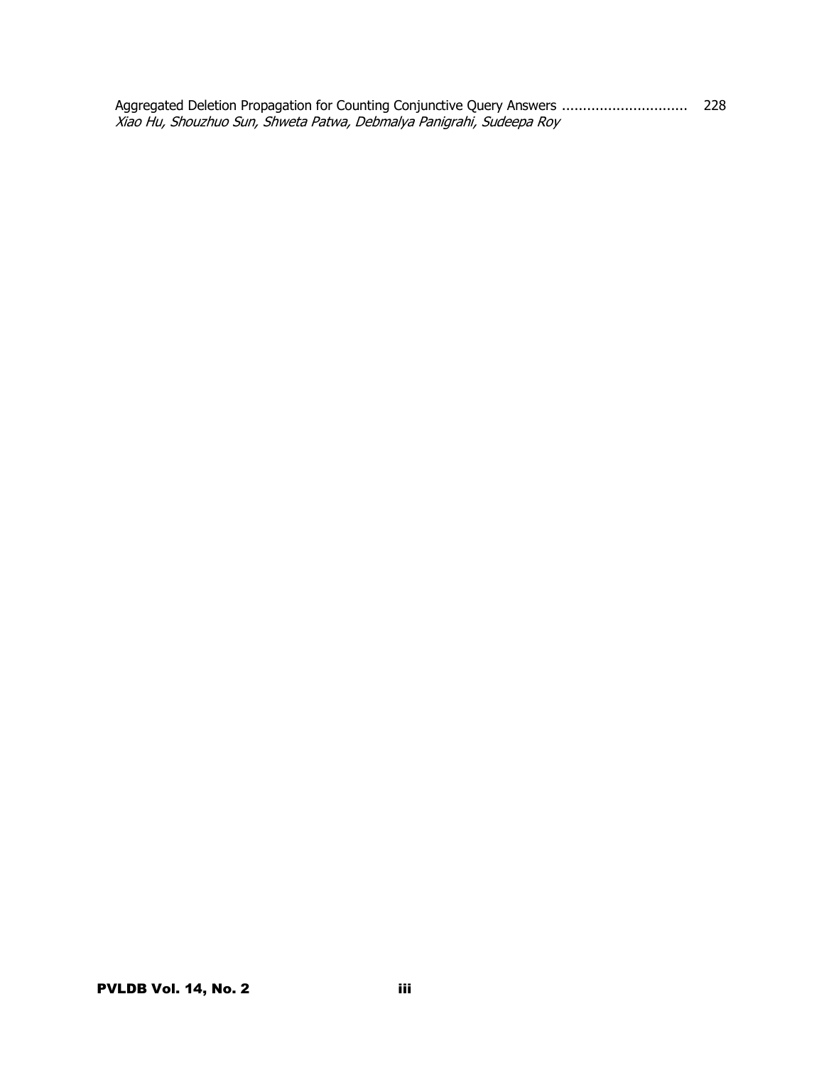Aggregated Deletion Propagation for Counting Conjunctive Query Answers .............................. 228
*Xiao Hu, Shouzhuo Sun, Shweta Patwa, Debmalya Panigrahi, Sudeepa Roy*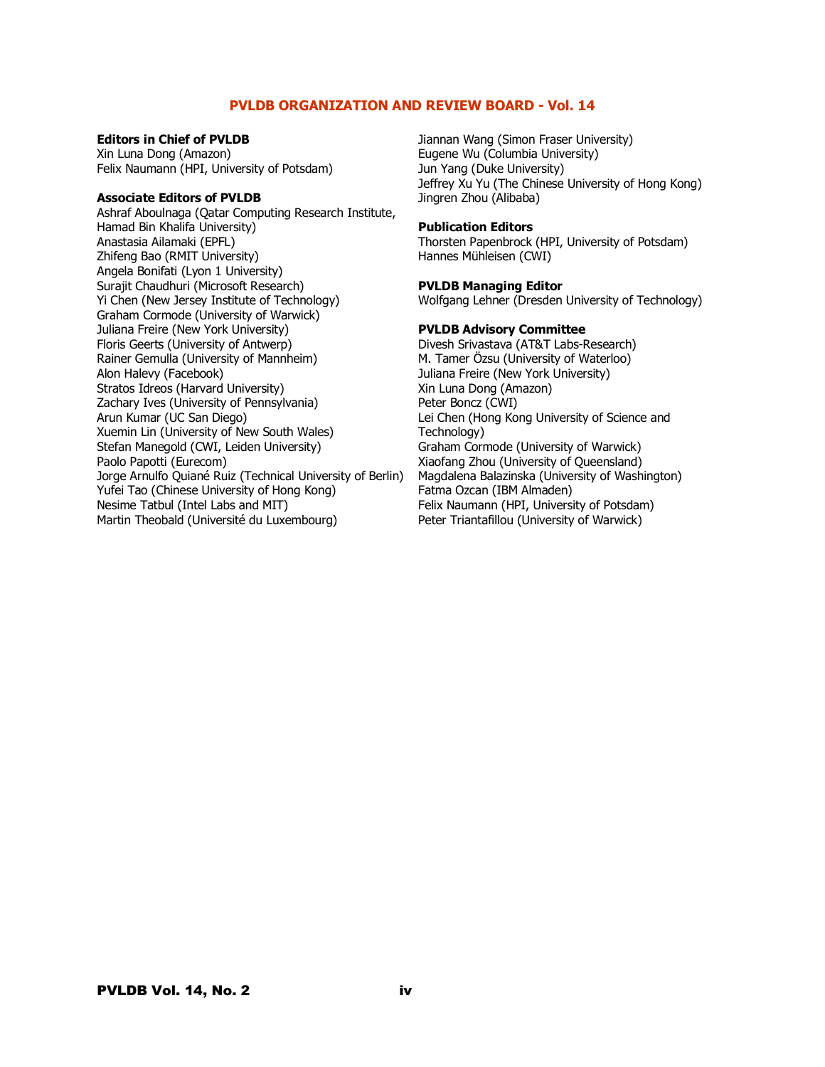# PVLDB ORGANIZATION AND REVIEW BOARD - Vol. 14

**Editors in Chief of PVLDB**
Xin Luna Dong (Amazon)
Felix Naumann (HPI, University of Potsdam)

**Associate Editors of PVLDB**
Ashraf Aboulnaga (Qatar Computing Research Institute, Hamad Bin Khalifa University)
Anastasia Ailamaki (EPFL)
Zhifeng Bao (RMIT University)
Angela Bonifati (Lyon 1 University)
Surajit Chaudhuri (Microsoft Research)
Yi Chen (New Jersey Institute of Technology)
Graham Cormode (University of Warwick)
Juliana Freire (New York University)
Floris Geerts (University of Antwerp)
Rainer Gemulla (University of Mannheim)
Alon Halevy (Facebook)
Stratos Idreos (Harvard University)
Zachary Ives (University of Pennsylvania)
Arun Kumar (UC San Diego)
Xuemin Lin (University of New South Wales)
Stefan Manegold (CWI, Leiden University)
Paolo Papotti (Eurecom)
Jorge Arnulfo Quiané Ruiz (Technical University of Berlin)
Yufei Tao (Chinese University of Hong Kong)
Nesime Tatbul (Intel Labs and MIT)
Martin Theobald (Université du Luxembourg)
Jiannan Wang (Simon Fraser University)
Eugene Wu (Columbia University)
Jun Yang (Duke University)
Jeffrey Xu Yu (The Chinese University of Hong Kong)
Jingren Zhou (Alibaba)

**Publication Editors**
Thorsten Papenbrock (HPI, University of Potsdam)
Hannes Mühleisen (CWI)

**PVLDB Managing Editor**
Wolfgang Lehner (Dresden University of Technology)

**PVLDB Advisory Committee**
Divesh Srivastava (AT&T Labs-Research)
M. Tamer Özsu (University of Waterloo)
Juliana Freire (New York University)
Xin Luna Dong (Amazon)
Peter Boncz (CWI)
Lei Chen (Hong Kong University of Science and Technology)
Graham Cormode (University of Warwick)
Xiaofang Zhou (University of Queensland)
Magdalena Balazinska (University of Washington)
Fatma Ozcan (IBM Almaden)
Felix Naumann (HPI, University of Potsdam)
Peter Triantafillou (University of Warwick)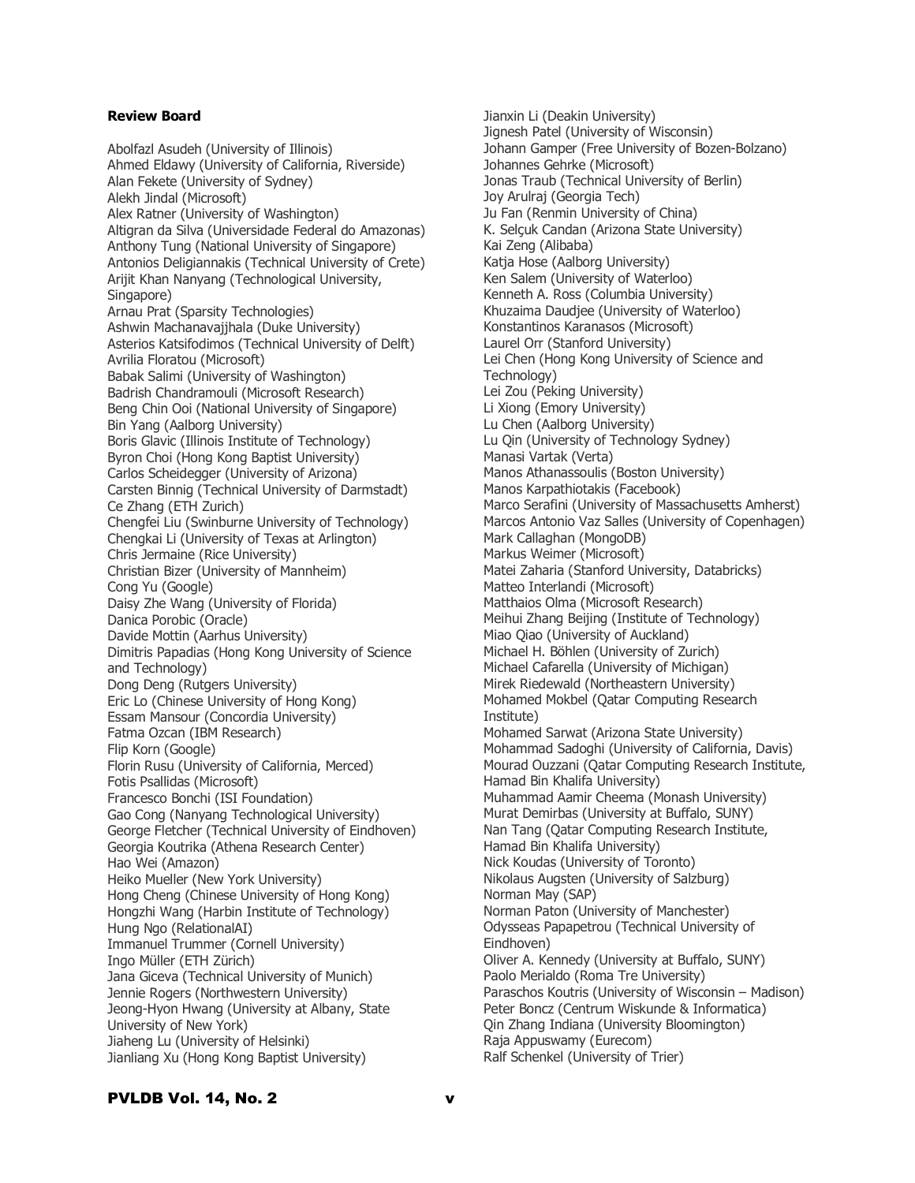**Review Board**

Abolfazl Asudeh (University of Illinois)
Ahmed Eldawy (University of California, Riverside)
Alan Fekete (University of Sydney)
Alekh Jindal (Microsoft)
Alex Ratner (University of Washington)
Altigran da Silva (Universidade Federal do Amazonas)
Anthony Tung (National University of Singapore)
Antonios Deligiannakis (Technical University of Crete)
Arijit Khan Nanyang (Technological University, Singapore)
Arnau Prat (Sparsity Technologies)
Ashwin Machanavajjhala (Duke University)
Asterios Katsifodimos (Technical University of Delft)
Avrilia Floratou (Microsoft)
Babak Salimi (University of Washington)
Badrish Chandramouli (Microsoft Research)
Beng Chin Ooi (National University of Singapore)
Bin Yang (Aalborg University)
Boris Glavic (Illinois Institute of Technology)
Byron Choi (Hong Kong Baptist University)
Carlos Scheidegger (University of Arizona)
Carsten Binnig (Technical University of Darmstadt)
Ce Zhang (ETH Zurich)
Chengfei Liu (Swinburne University of Technology)
Chengkai Li (University of Texas at Arlington)
Chris Jermaine (Rice University)
Christian Bizer (University of Mannheim)
Cong Yu (Google)
Daisy Zhe Wang (University of Florida)
Danica Porobic (Oracle)
Davide Mottin (Aarhus University)
Dimitris Papadias (Hong Kong University of Science and Technology)
Dong Deng (Rutgers University)
Eric Lo (Chinese University of Hong Kong)
Essam Mansour (Concordia University)
Fatma Ozcan (IBM Research)
Flip Korn (Google)
Florin Rusu (University of California, Merced)
Fotis Psallidas (Microsoft)
Francesco Bonchi (ISI Foundation)
Gao Cong (Nanyang Technological University)
George Fletcher (Technical University of Eindhoven)
Georgia Koutrika (Athena Research Center)
Hao Wei (Amazon)
Heiko Mueller (New York University)
Hong Cheng (Chinese University of Hong Kong)
Hongzhi Wang (Harbin Institute of Technology)
Hung Ngo (RelationalAI)
Immanuel Trummer (Cornell University)
Ingo Müller (ETH Zürich)
Jana Giceva (Technical University of Munich)
Jennie Rogers (Northwestern University)
Jeong-Hyon Hwang (University at Albany, State University of New York)
Jiaheng Lu (University of Helsinki)
Jianliang Xu (Hong Kong Baptist University)
Jianxin Li (Deakin University)
Jignesh Patel (University of Wisconsin)
Johann Gamper (Free University of Bozen-Bolzano)
Johannes Gehrke (Microsoft)
Jonas Traub (Technical University of Berlin)
Joy Arulraj (Georgia Tech)
Ju Fan (Renmin University of China)
K. Selçuk Candan (Arizona State University)
Kai Zeng (Alibaba)
Katja Hose (Aalborg University)
Ken Salem (University of Waterloo)
Kenneth A. Ross (Columbia University)
Khuzaima Daudjee (University of Waterloo)
Konstantinos Karanasos (Microsoft)
Laurel Orr (Stanford University)
Lei Chen (Hong Kong University of Science and Technology)
Lei Zou (Peking University)
Li Xiong (Emory University)
Lu Chen (Aalborg University)
Lu Qin (University of Technology Sydney)
Manasi Vartak (Verta)
Manos Athanassoulis (Boston University)
Manos Karpathiotakis (Facebook)
Marco Serafini (University of Massachusetts Amherst)
Marcos Antonio Vaz Salles (University of Copenhagen)
Mark Callaghan (MongoDB)
Markus Weimer (Microsoft)
Matei Zaharia (Stanford University, Databricks)
Matteo Interlandi (Microsoft)
Matthaios Olma (Microsoft Research)
Meihui Zhang Beijing (Institute of Technology)
Miao Qiao (University of Auckland)
Michael H. Böhlen (University of Zurich)
Michael Cafarella (University of Michigan)
Mirek Riedewald (Northeastern University)
Mohamed Mokbel (Qatar Computing Research Institute)
Mohamed Sarwat (Arizona State University)
Mohammad Sadoghi (University of California, Davis)
Mourad Ouzzani (Qatar Computing Research Institute, Hamad Bin Khalifa University)
Muhammad Aamir Cheema (Monash University)
Murat Demirbas (University at Buffalo, SUNY)
Nan Tang (Qatar Computing Research Institute, Hamad Bin Khalifa University)
Nick Koudas (University of Toronto)
Nikolaus Augsten (University of Salzburg)
Norman May (SAP)
Norman Paton (University of Manchester)
Odysseas Papapetrou (Technical University of Eindhoven)
Oliver A. Kennedy (University at Buffalo, SUNY)
Paolo Merialdo (Roma Tre University)
Paraschos Koutris (University of Wisconsin – Madison)
Peter Boncz (Centrum Wiskunde & Informatica)
Qin Zhang Indiana (University Bloomington)
Raja Appuswamy (Eurecom)
Ralf Schenkel (University of Trier)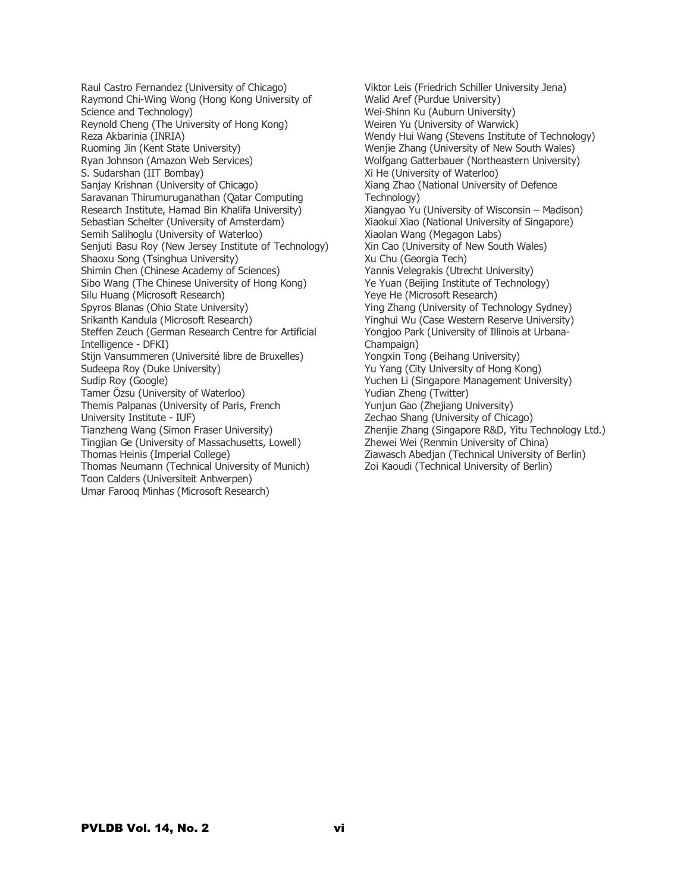Raul Castro Fernandez (University of Chicago)
Raymond Chi-Wing Wong (Hong Kong University of Science and Technology)
Reynold Cheng (The University of Hong Kong)
Reza Akbarinia (INRIA)
Ruoming Jin (Kent State University)
Ryan Johnson (Amazon Web Services)
S. Sudarshan (IIT Bombay)
Sanjay Krishnan (University of Chicago)
Saravanan Thirumuruganathan (Qatar Computing Research Institute, Hamad Bin Khalifa University)
Sebastian Schelter (University of Amsterdam)
Semih Salihoglu (University of Waterloo)
Senjuti Basu Roy (New Jersey Institute of Technology)
Shaoxu Song (Tsinghua University)
Shimin Chen (Chinese Academy of Sciences)
Sibo Wang (The Chinese University of Hong Kong)
Silu Huang (Microsoft Research)
Spyros Blanas (Ohio State University)
Srikanth Kandula (Microsoft Research)
Steffen Zeuch (German Research Centre for Artificial Intelligence - DFKI)
Stijn Vansummeren (Université libre de Bruxelles)
Sudeepa Roy (Duke University)
Sudip Roy (Google)
Tamer Özsu (University of Waterloo)
Themis Palpanas (University of Paris, French University Institute - IUF)
Tianzheng Wang (Simon Fraser University)
Tingjian Ge (University of Massachusetts, Lowell)
Thomas Heinis (Imperial College)
Thomas Neumann (Technical University of Munich)
Toon Calders (Universiteit Antwerpen)
Umar Farooq Minhas (Microsoft Research)
Viktor Leis (Friedrich Schiller University Jena)
Walid Aref (Purdue University)
Wei-Shinn Ku (Auburn University)
Weiren Yu (University of Warwick)
Wendy Hui Wang (Stevens Institute of Technology)
Wenjie Zhang (University of New South Wales)
Wolfgang Gatterbauer (Northeastern University)
Xi He (University of Waterloo)
Xiang Zhao (National University of Defence Technology)
Xiangyao Yu (University of Wisconsin – Madison)
Xiaokui Xiao (National University of Singapore)
Xiaolan Wang (Megagon Labs)
Xin Cao (University of New South Wales)
Xu Chu (Georgia Tech)
Yannis Velegrakis (Utrecht University)
Ye Yuan (Beijing Institute of Technology)
Yeye He (Microsoft Research)
Ying Zhang (University of Technology Sydney)
Yinghui Wu (Case Western Reserve University)
Yongjoo Park (University of Illinois at Urbana-Champaign)
Yongxin Tong (Beihang University)
Yu Yang (City University of Hong Kong)
Yuchen Li (Singapore Management University)
Yudian Zheng (Twitter)
Yunjun Gao (Zhejiang University)
Zechao Shang (University of Chicago)
Zhenjie Zhang (Singapore R&D, Yitu Technology Ltd.)
Zhewei Wei (Renmin University of China)
Ziawasch Abedjan (Technical University of Berlin)
Zoi Kaoudi (Technical University of Berlin)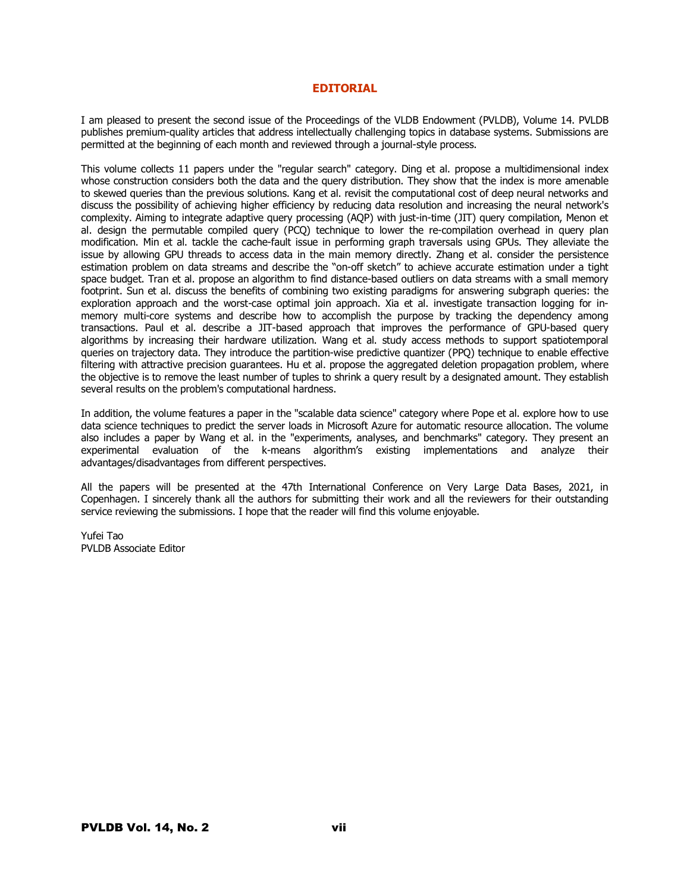# EDITORIAL

I am pleased to present the second issue of the Proceedings of the VLDB Endowment (PVLDB), Volume 14. PVLDB publishes premium-quality articles that address intellectually challenging topics in database systems. Submissions are permitted at the beginning of each month and reviewed through a journal-style process.

This volume collects 11 papers under the "regular search" category. Ding et al. propose a multidimensional index whose construction considers both the data and the query distribution. They show that the index is more amenable to skewed queries than the previous solutions. Kang et al. revisit the computational cost of deep neural networks and discuss the possibility of achieving higher efficiency by reducing data resolution and increasing the neural network's complexity. Aiming to integrate adaptive query processing (AQP) with just-in-time (JIT) query compilation, Menon et al. design the permutable compiled query (PCQ) technique to lower the re-compilation overhead in query plan modification. Min et al. tackle the cache-fault issue in performing graph traversals using GPUs. They alleviate the issue by allowing GPU threads to access data in the main memory directly. Zhang et al. consider the persistence estimation problem on data streams and describe the "on-off sketch" to achieve accurate estimation under a tight space budget. Tran et al. propose an algorithm to find distance-based outliers on data streams with a small memory footprint. Sun et al. discuss the benefits of combining two existing paradigms for answering subgraph queries: the exploration approach and the worst-case optimal join approach. Xia et al. investigate transaction logging for in-memory multi-core systems and describe how to accomplish the purpose by tracking the dependency among transactions. Paul et al. describe a JIT-based approach that improves the performance of GPU-based query algorithms by increasing their hardware utilization. Wang et al. study access methods to support spatiotemporal queries on trajectory data. They introduce the partition-wise predictive quantizer (PPQ) technique to enable effective filtering with attractive precision guarantees. Hu et al. propose the aggregated deletion propagation problem, where the objective is to remove the least number of tuples to shrink a query result by a designated amount. They establish several results on the problem's computational hardness.

In addition, the volume features a paper in the "scalable data science" category where Pope et al. explore how to use data science techniques to predict the server loads in Microsoft Azure for automatic resource allocation. The volume also includes a paper by Wang et al. in the "experiments, analyses, and benchmarks" category. They present an experimental evaluation of the k-means algorithm's existing implementations and analyze their advantages/disadvantages from different perspectives.

All the papers will be presented at the 47th International Conference on Very Large Data Bases, 2021, in Copenhagen. I sincerely thank all the authors for submitting their work and all the reviewers for their outstanding service reviewing the submissions. I hope that the reader will find this volume enjoyable.

Yufei Tao
PVLDB Associate Editor